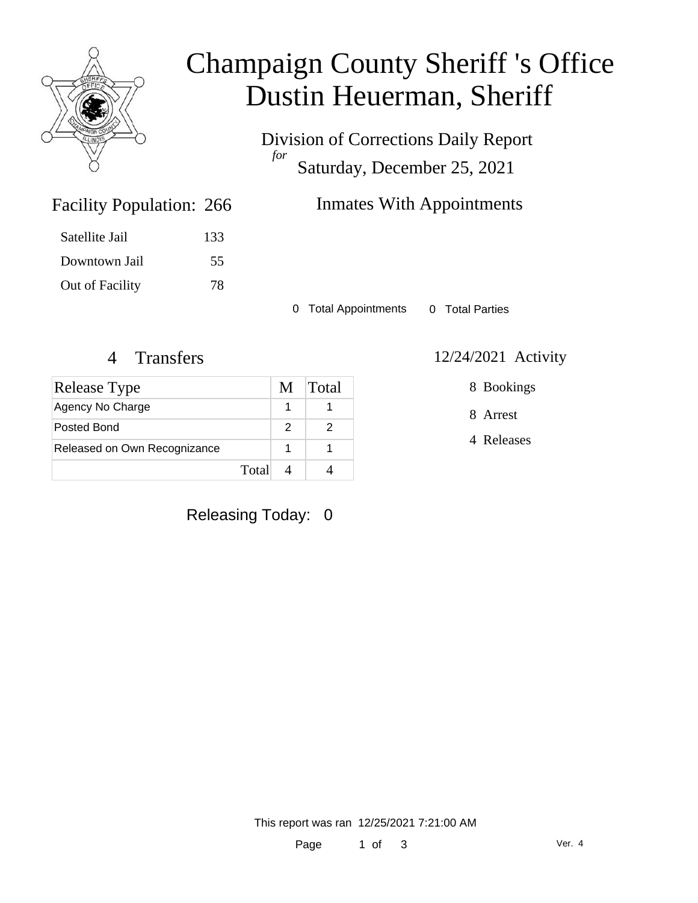# Champaign County Sheriff 's Office
# Dustin Heuerman, Sheriff

Division of Corrections Daily Report

*for*

Saturday, December 25, 2021

## Facility Population: 266

| | |
|---|---|
| Satellite Jail | 133 |
| Downtown Jail | 55 |
| Out of Facility | 78 |

## Inmates With Appointments

0 Total Appointments    0 Total Parties

## 4 Transfers

| Release Type | M | Total |
|---|---|---|
| Agency No Charge | 1 | 1 |
| Posted Bond | 2 | 2 |
| Released on Own Recognizance | 1 | 1 |
| Total | 4 | 4 |

## 12/24/2021 Activity

8 Bookings

8 Arrest

4 Releases

Releasing Today: 0

This report was ran 12/25/2021 7:21:00 AM

Ver. 4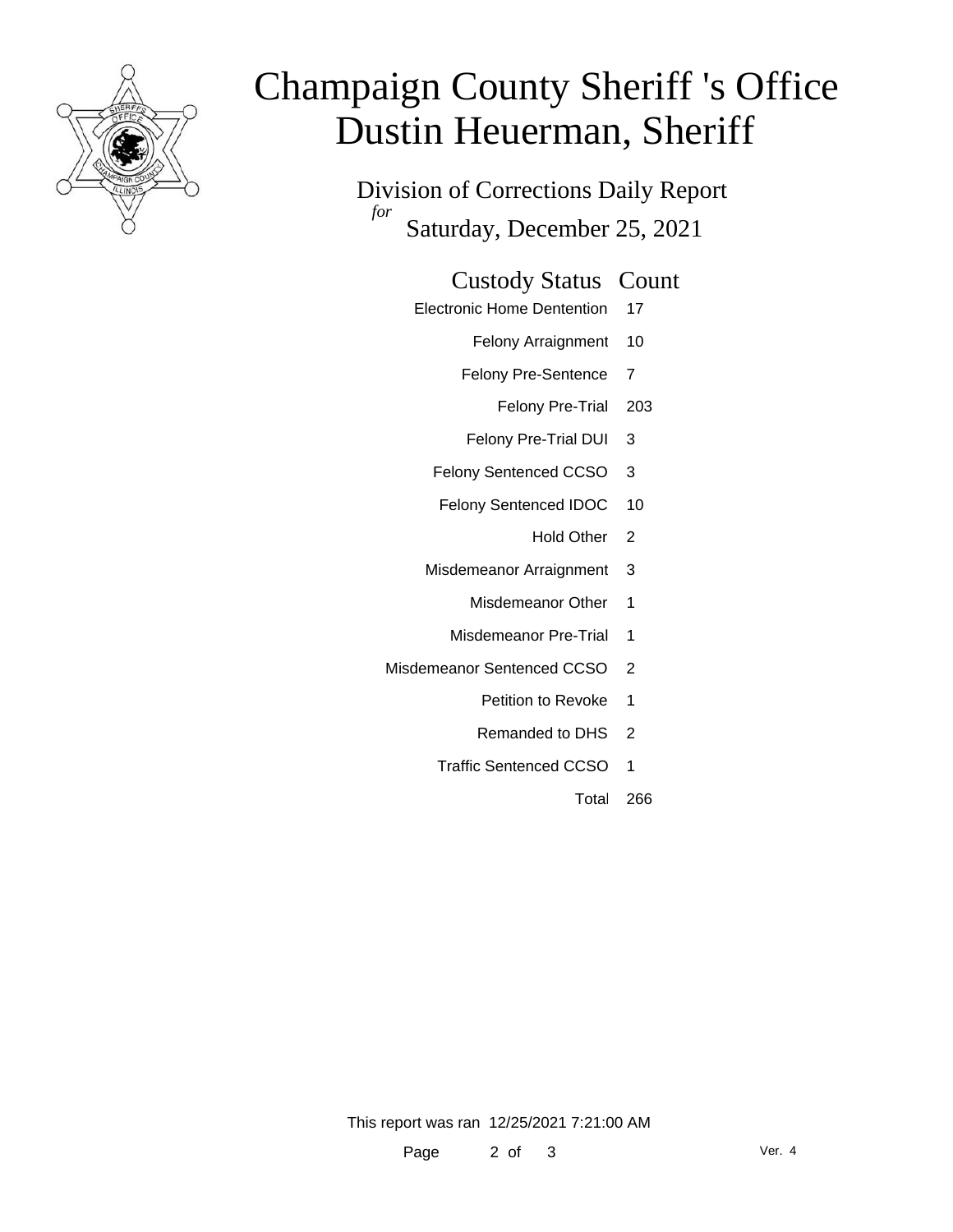# Champaign County Sheriff 's Office
# Dustin Heuerman, Sheriff

Division of Corrections Daily Report

*for* Saturday, December 25, 2021

| Custody Status | Count |
|---|---|
| Electronic Home Dentention | 17 |
| Felony Arraignment | 10 |
| Felony Pre-Sentence | 7 |
| Felony Pre-Trial | 203 |
| Felony Pre-Trial DUI | 3 |
| Felony Sentenced CCSO | 3 |
| Felony Sentenced IDOC | 10 |
| Hold Other | 2 |
| Misdemeanor Arraignment | 3 |
| Misdemeanor Other | 1 |
| Misdemeanor Pre-Trial | 1 |
| Misdemeanor Sentenced CCSO | 2 |
| Petition to Revoke | 1 |
| Remanded to DHS | 2 |
| Traffic Sentenced CCSO | 1 |
| Total | 266 |

This report was ran 12/25/2021 7:21:00 AM

Ver. 4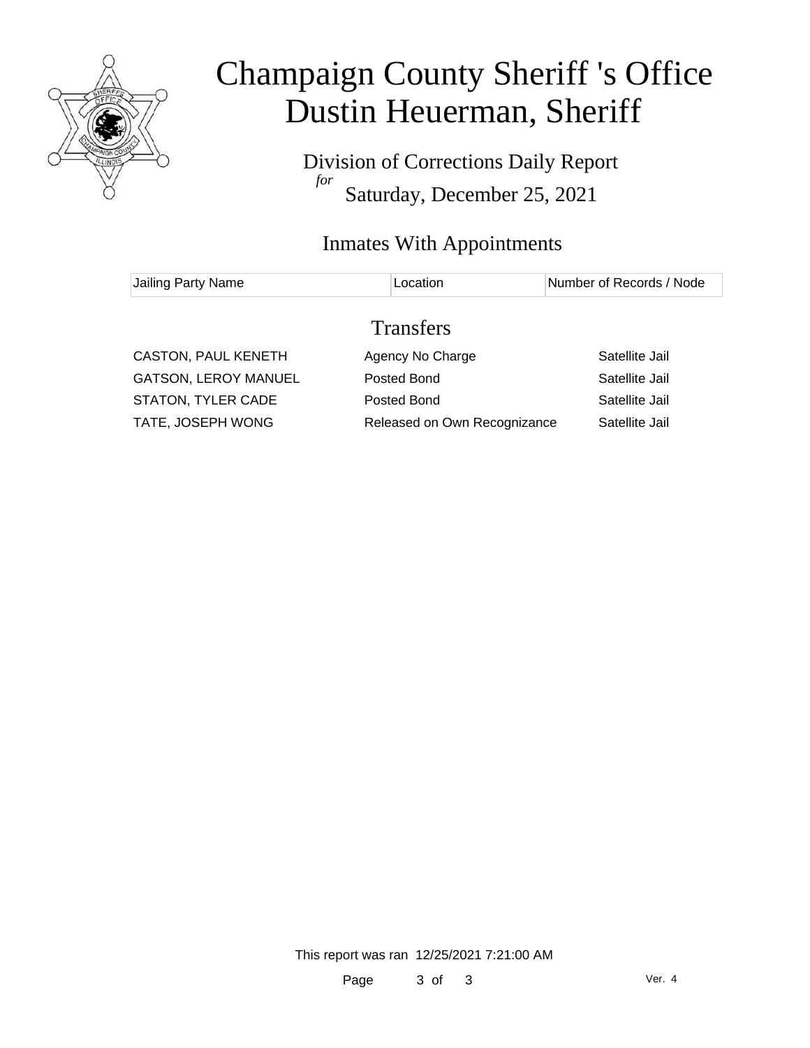# Champaign County Sheriff 's Office
# Dustin Heuerman, Sheriff

Division of Corrections Daily Report
*for*
Saturday, December 25, 2021

## Inmates With Appointments

| Jailing Party Name | Location | Number of Records / Node |
|---|---|---|

### Transfers

| | | |
|---|---|---|
| CASTON, PAUL KENETH | Agency No Charge | Satellite Jail |
| GATSON, LEROY MANUEL | Posted Bond | Satellite Jail |
| STATON, TYLER CADE | Posted Bond | Satellite Jail |
| TATE, JOSEPH WONG | Released on Own Recognizance | Satellite Jail |

This report was ran 12/25/2021 7:21:00 AM

Ver. 4